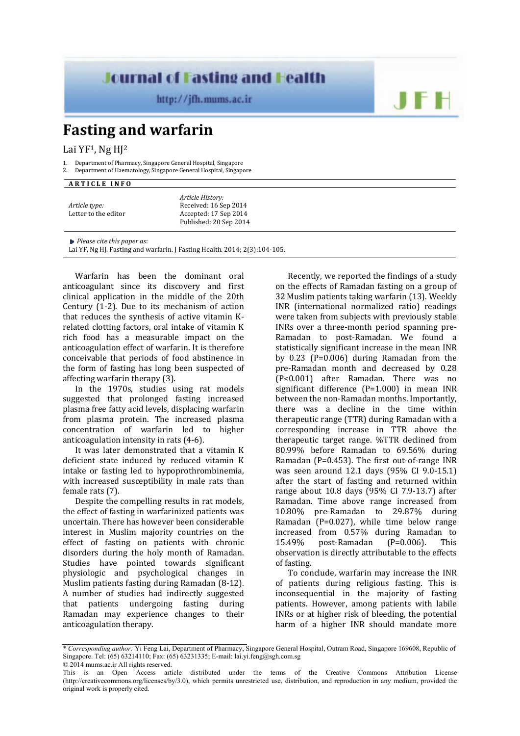# Fasting and warfarin

Lai YF[1], Ng HJ[2]

1. Department of Pharmacy, Singapore General Hospital, Singapore
2. Department of Haematology, Singapore General Hospital, Singapore

**ARTICLE INFO**

*Article type:*
Letter to the editor

*Article History:*
Received: 16 Sep 2014
Accepted: 17 Sep 2014
Published: 20 Sep 2014

*Please cite this paper as*:
Lai YF, Ng HJ. Fasting and warfarin. J Fasting Health. 2014; 2(3):104-105.

Warfarin has been the dominant oral anticoagulant since its discovery and first clinical application in the middle of the 20th Century (1-2). Due to its mechanism of action that reduces the synthesis of active vitamin K-related clotting factors, oral intake of vitamin K rich food has a measurable impact on the anticoagulation effect of warfarin. It is therefore conceivable that periods of food abstinence in the form of fasting has long been suspected of affecting warfarin therapy (3).

In the 1970s, studies using rat models suggested that prolonged fasting increased plasma free fatty acid levels, displacing warfarin from plasma protein. The increased plasma concentration of warfarin led to higher anticoagulation intensity in rats (4-6).

It was later demonstrated that a vitamin K deficient state induced by reduced vitamin K intake or fasting led to hypoprothrombinemia, with increased susceptibility in male rats than female rats (7).

Despite the compelling results in rat models, the effect of fasting in warfarinized patients was uncertain. There has however been considerable interest in Muslim majority countries on the effect of fasting on patients with chronic disorders during the holy month of Ramadan. Studies have pointed towards significant physiologic and psychological changes in Muslim patients fasting during Ramadan (8-12). A number of studies had indirectly suggested that patients undergoing fasting during Ramadan may experience changes to their anticoagulation therapy.

Recently, we reported the findings of a study on the effects of Ramadan fasting on a group of 32 Muslim patients taking warfarin (13). Weekly INR (international normalized ratio) readings were taken from subjects with previously stable INRs over a three-month period spanning pre-Ramadan to post-Ramadan. We found a statistically significant increase in the mean INR by 0.23 (P=0.006) during Ramadan from the pre-Ramadan month and decreased by 0.28 (P<0.001) after Ramadan. There was no significant difference (P=1.000) in mean INR between the non-Ramadan months. Importantly, there was a decline in the time within therapeutic range (TTR) during Ramadan with a corresponding increase in TTR above the therapeutic target range. %TTR declined from 80.99% before Ramadan to 69.56% during Ramadan (P=0.453). The first out-of-range INR was seen around 12.1 days (95% CI 9.0-15.1) after the start of fasting and returned within range about 10.8 days (95% CI 7.9-13.7) after Ramadan. Time above range increased from 10.80% pre-Ramadan to 29.87% during Ramadan (P=0.027), while time below range increased from 0.57% during Ramadan to 15.49% post-Ramadan (P=0.006). This observation is directly attributable to the effects of fasting.

To conclude, warfarin may increase the INR of patients during religious fasting. This is inconsequential in the majority of fasting patients. However, among patients with labile INRs or at higher risk of bleeding, the potential harm of a higher INR should mandate more

---

\* *Corresponding author:* Yi Feng Lai, Department of Pharmacy, Singapore General Hospital, Outram Road, Singapore 169608, Republic of Singapore. Tel: (65) 63214110; Fax: (65) 63231335; E-mail: lai.yi.feng@sgh.com.sg

© 2014 mums.ac.ir All rights reserved.

This is an Open Access article distributed under the terms of the Creative Commons Attribution License (http://creativecommons.org/licenses/by/3.0), which permits unrestricted use, distribution, and reproduction in any medium, provided the original work is properly cited.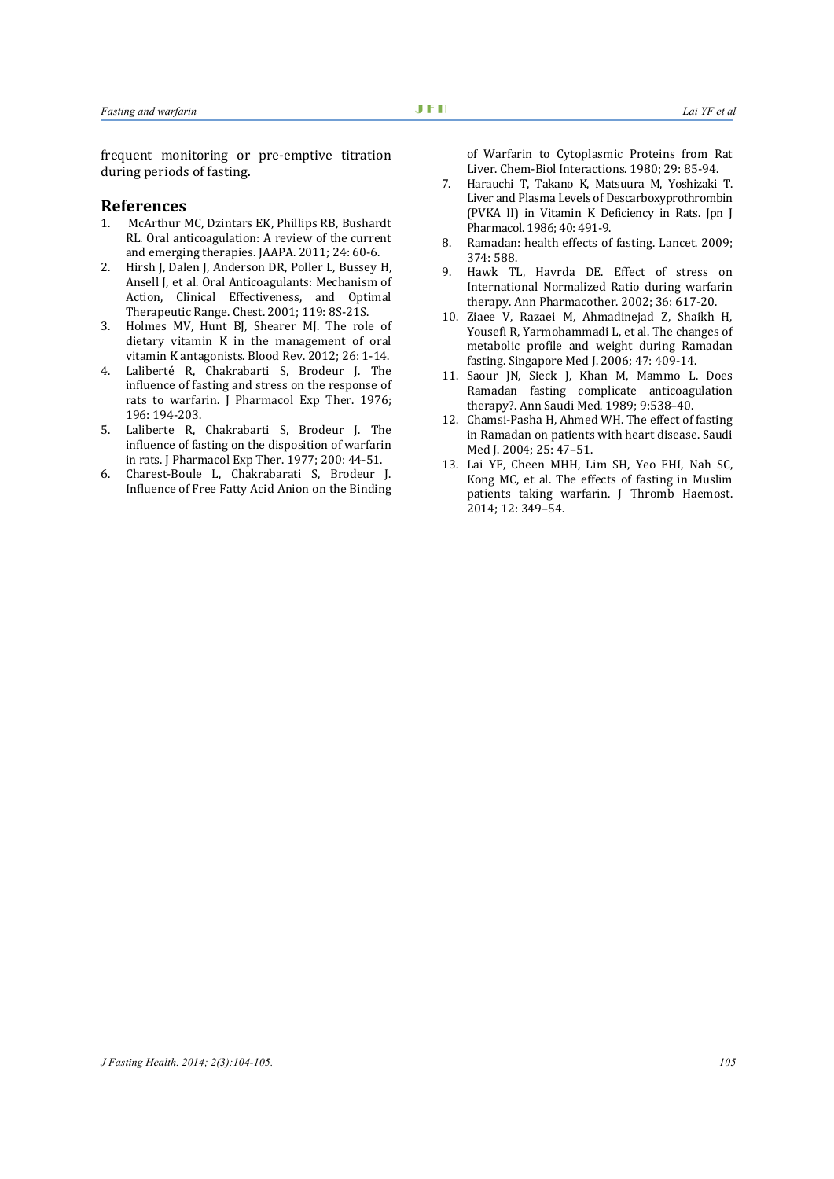frequent monitoring or pre-emptive titration during periods of fasting.

## References

1. McArthur MC, Dzintars EK, Phillips RB, Bushardt RL. Oral anticoagulation: A review of the current and emerging therapies. JAAPA. 2011; 24: 60-6.
2. Hirsh J, Dalen J, Anderson DR, Poller L, Bussey H, Ansell J, et al. Oral Anticoagulants: Mechanism of Action, Clinical Effectiveness, and Optimal Therapeutic Range. Chest. 2001; 119: 8S-21S.
3. Holmes MV, Hunt BJ, Shearer MJ. The role of dietary vitamin K in the management of oral vitamin K antagonists. Blood Rev. 2012; 26: 1-14.
4. Laliberté R, Chakrabarti S, Brodeur J. The influence of fasting and stress on the response of rats to warfarin. J Pharmacol Exp Ther. 1976; 196: 194-203.
5. Laliberte R, Chakrabarti S, Brodeur J. The influence of fasting on the disposition of warfarin in rats. J Pharmacol Exp Ther. 1977; 200: 44-51.
6. Charest-Boule L, Chakrabarati S, Brodeur J. Influence of Free Fatty Acid Anion on the Binding of Warfarin to Cytoplasmic Proteins from Rat Liver. Chem-Biol Interactions. 1980; 29: 85-94.
7. Harauchi T, Takano K, Matsuura M, Yoshizaki T. Liver and Plasma Levels of Descarboxyprothrombin (PVKA II) in Vitamin K Deficiency in Rats. Jpn J Pharmacol. 1986; 40: 491-9.
8. Ramadan: health effects of fasting. Lancet. 2009; 374: 588.
9. Hawk TL, Havrda DE. Effect of stress on International Normalized Ratio during warfarin therapy. Ann Pharmacother. 2002; 36: 617-20.
10. Ziaee V, Razaei M, Ahmadinejad Z, Shaikh H, Yousefi R, Yarmohammadi L, et al. The changes of metabolic profile and weight during Ramadan fasting. Singapore Med J. 2006; 47: 409-14.
11. Saour JN, Sieck J, Khan M, Mammo L. Does Ramadan fasting complicate anticoagulation therapy?. Ann Saudi Med. 1989; 9:538–40.
12. Chamsi-Pasha H, Ahmed WH. The effect of fasting in Ramadan on patients with heart disease. Saudi Med J. 2004; 25: 47–51.
13. Lai YF, Cheen MHH, Lim SH, Yeo FHI, Nah SC, Kong MC, et al. The effects of fasting in Muslim patients taking warfarin. J Thromb Haemost. 2014; 12: 349–54.